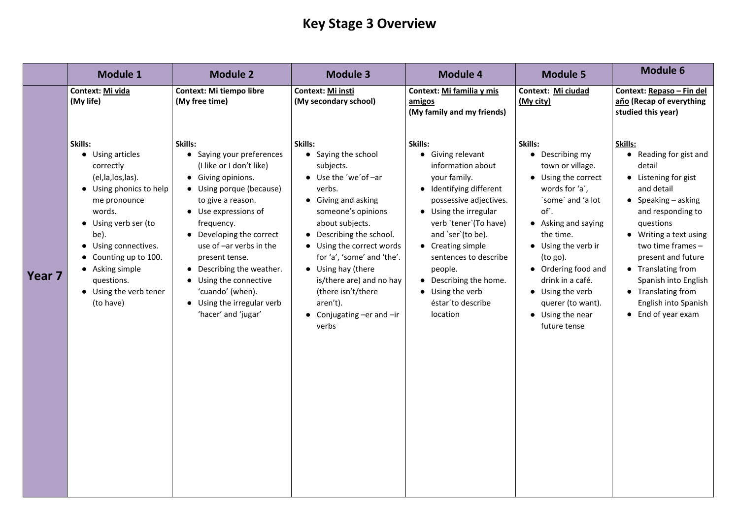# Key Stage 3 Overview

| | Module 1 | Module 2 | Module 3 | Module 4 | Module 5 | Module 6 |
|---|---|---|---|---|---|---|
| **Year 7** | **Context: Mi vida (My life)**<br><br>**Skills:**<br>• Using articles correctly (el,la,los,las).<br>• Using phonics to help me pronounce words.<br>• Using verb ser (to be).<br>• Using connectives.<br>• Counting up to 100.<br>• Asking simple questions.<br>• Using the verb tener (to have) | **Context: Mi tiempo libre (My free time)**<br><br>**Skills:**<br>• Saying your preferences (I like or I don't like)<br>• Giving opinions.<br>• Using porque (because) to give a reason.<br>• Use expressions of frequency.<br>• Developing the correct use of –ar verbs in the present tense.<br>• Describing the weather.<br>• Using the connective 'cuando' (when).<br>• Using the irregular verb 'hacer' and 'jugar' | **Context: Mi insti (My secondary school)**<br><br>**Skills:**<br>• Saying the school subjects.<br>• Use the ´we´of –ar verbs.<br>• Giving and asking someone's opinions about subjects.<br>• Describing the school.<br>• Using the correct words for 'a', 'some' and 'the'.<br>• Using hay (there is/there are) and no hay (there isn't/there aren't).<br>• Conjugating –er and –ir verbs | **Context: Mi familia y mis amigos (My family and my friends)**<br><br>**Skills:**<br>• Giving relevant information about your family.<br>• Identifying different possessive adjectives.<br>• Using the irregular verb \`tener\`(To have) and \`ser\`(to be).<br>• Creating simple sentences to describe people.<br>• Describing the home.<br>• Using the verb éstar´to describe location | **Context: Mi ciudad (My city)**<br><br>**Skills:**<br>• Describing my town or village.<br>• Using the correct words for 'a´, ´some´ and 'a lot of´.<br>• Asking and saying the time.<br>• Using the verb ir (to go).<br>• Ordering food and drink in a café.<br>• Using the verb querer (to want).<br>• Using the near future tense | **Context: Repaso – Fin del año (Recap of everything studied this year)**<br><br>**Skills:**<br>• Reading for gist and detail<br>• Listening for gist and detail<br>• Speaking – asking and responding to questions<br>• Writing a text using two time frames – present and future<br>• Translating from Spanish into English<br>• Translating from English into Spanish<br>• End of year exam |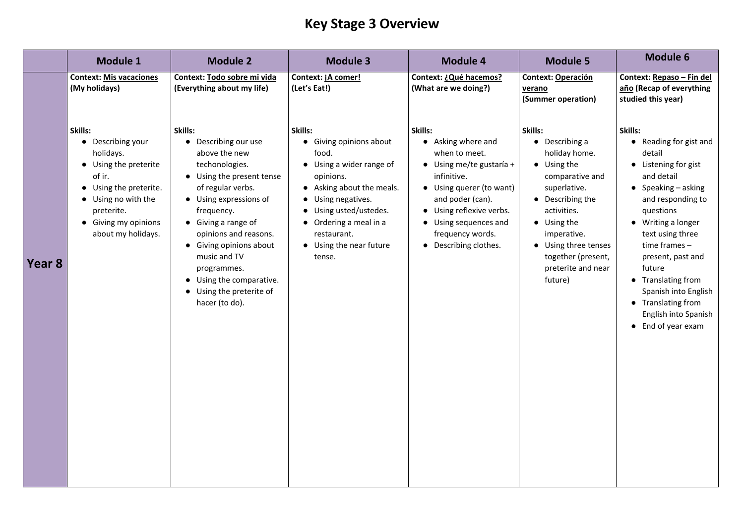# Key Stage 3 Overview

| | Module 1 | Module 2 | Module 3 | Module 4 | Module 5 | Module 6 |
|---|---|---|---|---|---|---|
| **Year 8** | **Context: <u>Mis vacaciones</u> (My holidays)**<br><br>**Skills:**<br>● Describing your holidays.<br>● Using the preterite of ir.<br>● Using the preterite.<br>● Using no with the preterite.<br>● Giving my opinions about my holidays. | **Context: <u>Todo sobre mi vida</u> (Everything about my life)**<br><br>**Skills:**<br>● Describing our use above the new techonologies.<br>● Using the present tense of regular verbs.<br>● Using expressions of frequency.<br>● Giving a range of opinions and reasons.<br>● Giving opinions about music and TV programmes.<br>● Using the comparative.<br>● Using the preterite of hacer (to do). | **Context: <u>¡A comer!</u> (Let's Eat!)**<br><br>**Skills:**<br>● Giving opinions about food.<br>● Using a wider range of opinions.<br>● Asking about the meals.<br>● Using negatives.<br>● Using usted/ustedes.<br>● Ordering a meal in a restaurant.<br>● Using the near future tense. | **Context: <u>¿Qué hacemos?</u> (What are we doing?)**<br><br>**Skills:**<br>● Asking where and when to meet.<br>● Using me/te gustaría + infinitive.<br>● Using querer (to want) and poder (can).<br>● Using reflexive verbs.<br>● Using sequences and frequency words.<br>● Describing clothes. | **Context: <u>Operación verano</u> (Summer operation)**<br><br>**Skills:**<br>● Describing a holiday home.<br>● Using the comparative and superlative.<br>● Describing the activities.<br>● Using the imperative.<br>● Using three tenses together (present, preterite and near future) | **Context: <u>Repaso – Fin del año</u> (Recap of everything studied this year)**<br><br>**Skills:**<br>● Reading for gist and detail<br>● Listening for gist and detail<br>● Speaking – asking and responding to questions<br>● Writing a longer text using three time frames – present, past and future<br>● Translating from Spanish into English<br>● Translating from English into Spanish<br>● End of year exam |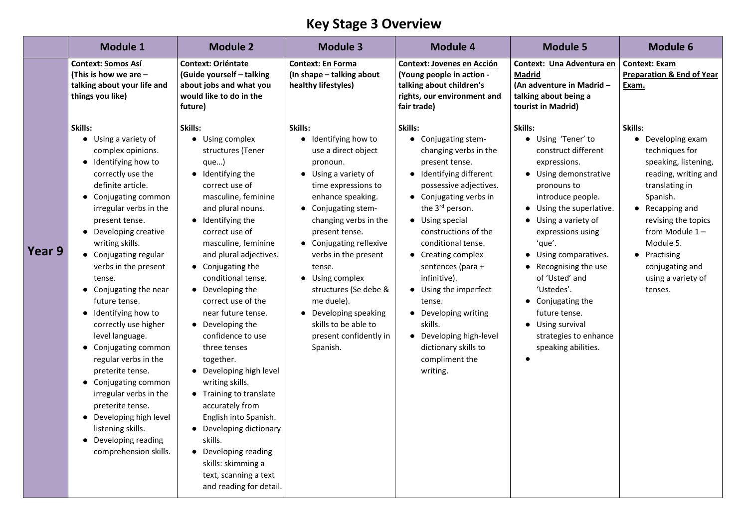# Key Stage 3 Overview

| | Module 1 | Module 2 | Module 3 | Module 4 | Module 5 | Module 6 |
|---|---|---|---|---|---|---|
| **Year 9** | **Context: <u>Somos Así</u> (This is how we are – talking about your life and things you like)**<br><br>**Skills:**<br>● Using a variety of complex opinions.<br>● Identifying how to correctly use the definite article.<br>● Conjugating common irregular verbs in the present tense.<br>● Developing creative writing skills.<br>● Conjugating regular verbs in the present tense.<br>● Conjugating the near future tense.<br>● Identifying how to correctly use higher level language.<br>● Conjugating common regular verbs in the preterite tense.<br>● Conjugating common irregular verbs in the preterite tense.<br>● Developing high level listening skills.<br>● Developing reading comprehension skills. | **Context: Oriéntate (Guide yourself – talking about jobs and what you would like to do in the future)**<br><br>**Skills:**<br>● Using complex structures (Tener que…)<br>● Identifying the correct use of masculine, feminine and plural nouns.<br>● Identifying the correct use of masculine, feminine and plural adjectives.<br>● Conjugating the conditional tense.<br>● Developing the correct use of the near future tense.<br>● Developing the confidence to use three tenses together.<br>● Developing high level writing skills.<br>● Training to translate accurately from English into Spanish.<br>● Developing dictionary skills.<br>● Developing reading skills: skimming a text, scanning a text and reading for detail. | **Context: <u>En Forma</u> (In shape – talking about healthy lifestyles)**<br><br>**Skills:**<br>● Identifying how to use a direct object pronoun.<br>● Using a variety of time expressions to enhance speaking.<br>● Conjugating stem-changing verbs in the present tense.<br>● Conjugating reflexive verbs in the present tense.<br>● Using complex structures (Se debe & me duele).<br>● Developing speaking skills to be able to present confidently in Spanish. | **Context: <u>Jovenes en Acción</u> (Young people in action - talking about children's rights, our environment and fair trade)**<br><br>**Skills:**<br>● Conjugating stem-changing verbs in the present tense.<br>● Identifying different possessive adjectives.<br>● Conjugating verbs in the 3rd person.<br>● Using special constructions of the conditional tense.<br>● Creating complex sentences (para + infinitive).<br>● Using the imperfect tense.<br>● Developing writing skills.<br>● Developing high-level dictionary skills to compliment the writing. | **Context: <u>Una Adventura en Madrid</u> (An adventure in Madrid – talking about being a tourist in Madrid)**<br><br>**Skills:**<br>● Using 'Tener' to construct different expressions.<br>● Using demonstrative pronouns to introduce people.<br>● Using the superlative.<br>● Using a variety of expressions using 'que'.<br>● Using comparatives.<br>● Recognising the use of 'Usted' and 'Ustedes'.<br>● Conjugating the future tense.<br>● Using survival strategies to enhance speaking abilities.<br>● | **Context: <u>Exam Preparation & End of Year Exam.</u>**<br><br>**Skills:**<br>● Developing exam techniques for speaking, listening, reading, writing and translating in Spanish.<br>● Recapping and revising the topics from Module 1 – Module 5.<br>● Practising conjugating and using a variety of tenses. |